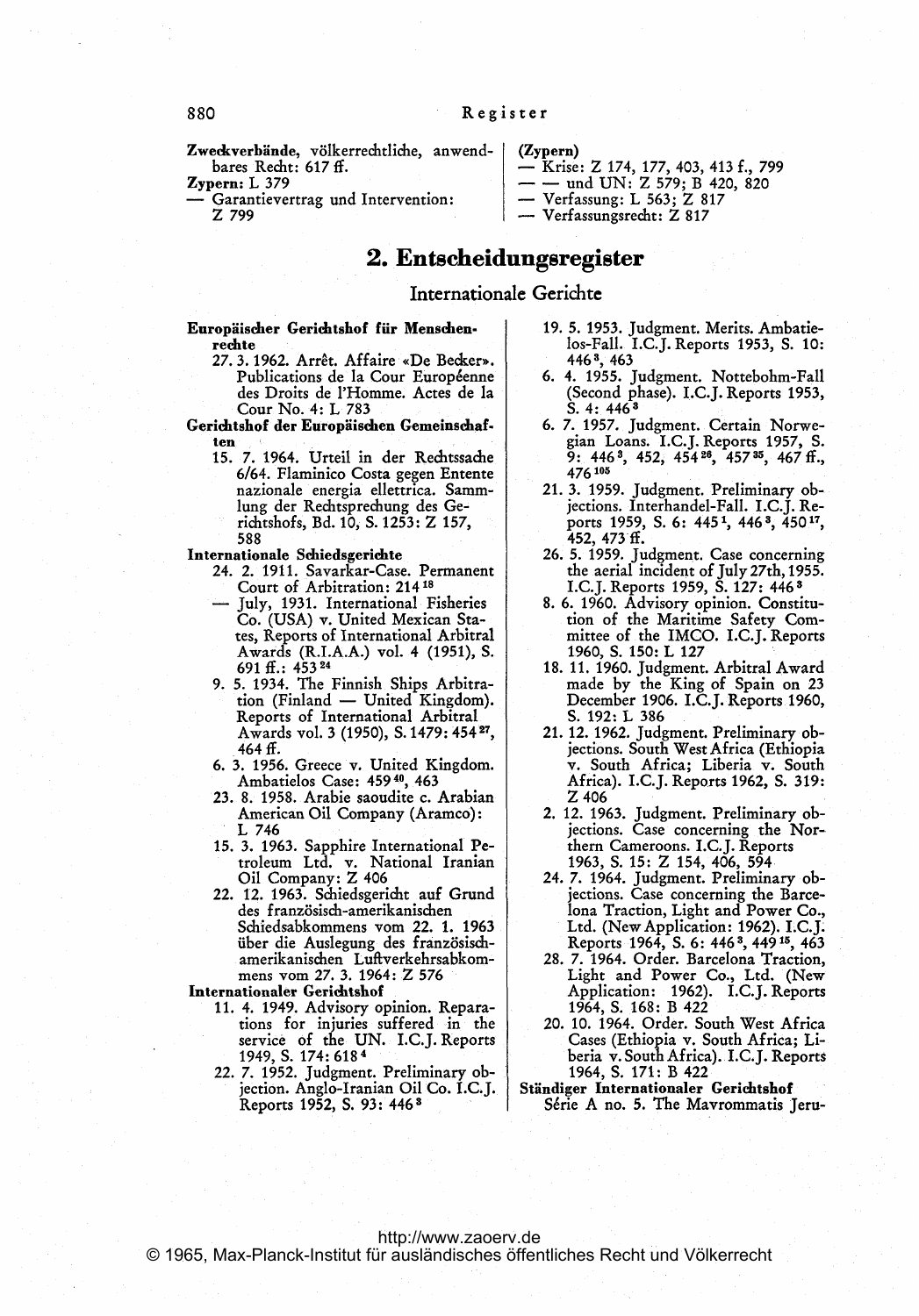**Zweckverbände**, völkerrechtliche, anwendbares Recht: 617 ff.

**Zypern:** L 379
- Garantievertrag und Intervention: Z 799

**(Zypern)**
- Krise: Z 174, 177, 403, 413 f., 799
- — und UN: Z 579; B 420, 820
- Verfassung: L 563; Z 817
- Verfassungsrecht: Z 817

## 2. Entscheidungsregister

### Internationale Gerichte

**Europäischer Gerichtshof für Menschenrechte**

27. 3. 1962. Arrêt. Affaire «De Becker». Publications de la Cour Européenne des Droits de l'Homme. Actes de la Cour No. 4: L 783

**Gerichtshof der Europäischen Gemeinschaften**

15. 7. 1964. Urteil in der Rechtssache 6/64. Flaminico Costa gegen Entente nazionale energia ellettrica. Sammlung der Rechtsprechung des Gerichtshofs, Bd. 10, S. 1253: Z 157, 588

**Internationale Schiedsgerichte**

24. 2. 1911. Savarkar-Case. Permanent Court of Arbitration: 214[18]

— July, 1931. International Fisheries Co. (USA) v. United Mexican States, Reports of International Arbitral Awards (R.I.A.A.) vol. 4 (1951), S. 691 ff.: 453[24]

9. 5. 1934. The Finnish Ships Arbitration (Finland — United Kingdom). Reports of International Arbitral Awards vol. 3 (1950), S. 1479: 454[27], 464 ff.

6. 3. 1956. Greece v. United Kingdom. Ambatielos Case: 459[40], 463

23. 8. 1958. Arabie saoudite c. Arabian American Oil Company (Aramco): L 746

15. 3. 1963. Sapphire International Petroleum Ltd. v. National Iranian Oil Company: Z 406

22. 12. 1963. Schiedsgericht auf Grund des französisch-amerikanischen Schiedsabkommens vom 22. 1. 1963 über die Auslegung des französisch-amerikanischen Luftverkehrsabkommens vom 27. 3. 1964: Z 576

**Internationaler Gerichtshof**

11. 4. 1949. Advisory opinion. Reparations for injuries suffered in the service of the UN. I.C.J. Reports 1949, S. 174: 618[4]

22. 7. 1952. Judgment. Preliminary objection. Anglo-Iranian Oil Co. I.C.J. Reports 1952, S. 93: 446[3]

19. 5. 1953. Judgment. Merits. Ambatielos-Fall. I.C.J. Reports 1953, S. 10: 446[3], 463

6. 4. 1955. Judgment. Nottebohm-Fall (Second phase). I.C.J. Reports 1953, S. 4: 446[3]

6. 7. 1957. Judgment. Certain Norwegian Loans. I.C.J. Reports 1957, S. 9: 446[3], 452, 454[26], 457[35], 467 ff., 476[105]

21. 3. 1959. Judgment. Preliminary objections. Interhandel-Fall. I.C.J. Reports 1959, S. 6: 445[1], 446[3], 450[17], 452, 473 ff.

26. 5. 1959. Judgment. Case concerning the aerial incident of July 27th, 1955. I.C.J. Reports 1959, S. 127: 446[3]

8. 6. 1960. Advisory opinion. Constitution of the Maritime Safety Committee of the IMCO. I.C.J. Reports 1960, S. 150: L 127

18. 11. 1960. Judgment. Arbitral Award made by the King of Spain on 23 December 1906. I.C.J. Reports 1960, S. 192: L 386

21. 12. 1962. Judgment. Preliminary objections. South West Africa (Ethiopia v. South Africa; Liberia v. South Africa). I.C.J. Reports 1962, S. 319: Z 406

2. 12. 1963. Judgment. Preliminary objections. Case concerning the Northern Cameroons. I.C.J. Reports 1963, S. 15: Z 154, 406, 594

24. 7. 1964. Judgment. Preliminary objections. Case concerning the Barcelona Traction, Light and Power Co., Ltd. (New Application: 1962). I.C.J. Reports 1964, S. 6: 446[3], 449[15], 463

28. 7. 1964. Order. Barcelona Traction, Light and Power Co., Ltd. (New Application: 1962). I.C.J. Reports 1964, S. 168: B 422

20. 10. 1964. Order. South West Africa Cases (Ethiopia v. South Africa; Liberia v. South Africa). I.C.J. Reports 1964, S. 171: B 422

**Ständiger Internationaler Gerichtshof**

Série A no. 5. The Mavrommatis Jeru-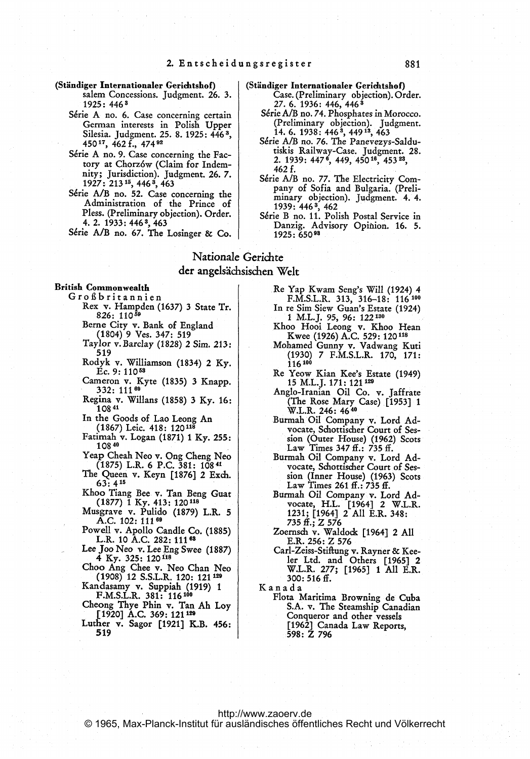**(Ständiger Internationaler Gerichtshof)**

salem Concessions. Judgment. 26. 3. 1925: 446[3]

Série A no. 6. Case concerning certain German interests in Polish Upper Silesia. Judgment. 25. 8. 1925: 446[3], 450[17], 462 f., 474[92]

Série A no. 9. Case concerning the Factory at Chorzów (Claim for Indemnity; Jurisdiction). Judgment. 26. 7. 1927: 213[15], 446[3], 463

Série A/B no. 52. Case concerning the Administration of the Prince of Pless. (Preliminary objection). Order. 4. 2. 1933: 446[3], 463

Série A/B no. 67. The Losinger & Co. Case. (Preliminary objection). Order. 27. 6. 1936: 446, 446[3]

Série A/B no. 74. Phosphates in Morocco. (Preliminary objection). Judgment. 14. 6. 1938: 446[3], 449[13], 463

Série A/B no. 76. The Panevezys-Saldutiskis Railway-Case. Judgment. 28. 2. 1939: 447[6], 449, 450[16], 453[23], 462 f.

Série A/B no. 77. The Electricity Company of Sofia and Bulgaria. (Preliminary objection). Judgment. 4. 4. 1939: 446[3], 462

Série B no. 11. Polish Postal Service in Danzig. Advisory Opinion. 16. 5. 1925: 650[93]

## Nationale Gerichte der angelsächsischen Welt

**British Commonwealth**

Großbritannien

Rex v. Hampden (1637) 3 State Tr. 826: 110[59]

Berne City v. Bank of England (1804) 9 Ves. 347: 519

Taylor v. Barclay (1828) 2 Sim. 213: 519

Rodyk v. Williamson (1834) 2 Ky. Ec. 9: 110[53]

Cameron v. Kyte (1835) 3 Knapp. 332: 111[60]

Regina v. Willans (1858) 3 Ky. 16: 108[41]

In the Goods of Lao Leong An (1867) Leic. 418: 120[118]

Fatimah v. Logan (1871) 1 Ky. 255: 108[40]

Yeap Cheah Neo v. Ong Cheng Neo (1875) L.R. 6 P.C. 381: 108[41]

The Queen v. Keyn [1876] 2 Exch. 63: 4[15]

Khoo Tiang Bee v. Tan Beng Guat (1877) 1 Ky. 413: 120[118]

Musgrave v. Pulido (1879) L.R. 5 A.C. 102: 111[60]

Powell v. Apollo Candle Co. (1885) L.R. 10 A.C. 282: 111[63]

Lee Joo Neo v. Lee Eng Swee (1887) 4 Ky. 325: 120[118]

Choo Ang Chee v. Neo Chan Neo (1908) 12 S.S.L.R. 120: 121[129]

Kandasamy v. Suppiah (1919) 1 F.M.S.L.R. 381: 116[100]

Cheong Thye Phin v. Tan Ah Loy [1920] A.C. 369: 121[129]

Luther v. Sagor [1921] K.B. 456: 519

Re Yap Kwam Seng's Will (1924) 4 F.M.S.L.R. 313, 316–18: 116[100]

In re Sim Siew Guan's Estate (1924) 1 M.L.J. 95, 96: 122[130]

Khoo Hooi Leong v. Khoo Hean Kwee (1926) A.C. 529: 120[118]

Mohamed Gunny v. Vadwang Kuti (1930) 7 F.M.S.L.R. 170, 171: 116[100]

Re Yeow Kian Kee's Estate (1949) 15 M.L.J. 171: 121[129]

Anglo-Iranian Oil Co. v. Jaffrate (The Rose Mary Case) [1953] 1 W.L.R. 246: 46[40]

Burmah Oil Company v. Lord Advocate, Schottischer Court of Session (Outer House) (1962) Scots Law Times 347 ff.: 735 ff.

Burmah Oil Company v. Lord Advocate, Schottischer Court of Session (Inner House) (1963) Scots Law Times 261 ff.: 735 ff.

Burmah Oil Company v. Lord Advocate, H.L. [1964] 2 W.L.R. 1231; [1964] 2 All E.R. 348: 735 ff.; Z 576

Zoernsch v. Waldock [1964] 2 All E.R. 256: Z 576

Carl-Zeiss-Stiftung v. Rayner & Keeler Ltd. and Others [1965] 2 W.L.R. 277; [1965] 1 All E.R. 300: 516 ff.

Kanada

Flota Maritima Browning de Cuba S.A. v. The Steamship Canadian Conqueror and other vessels [1962] Canada Law Reports, 598: Z 796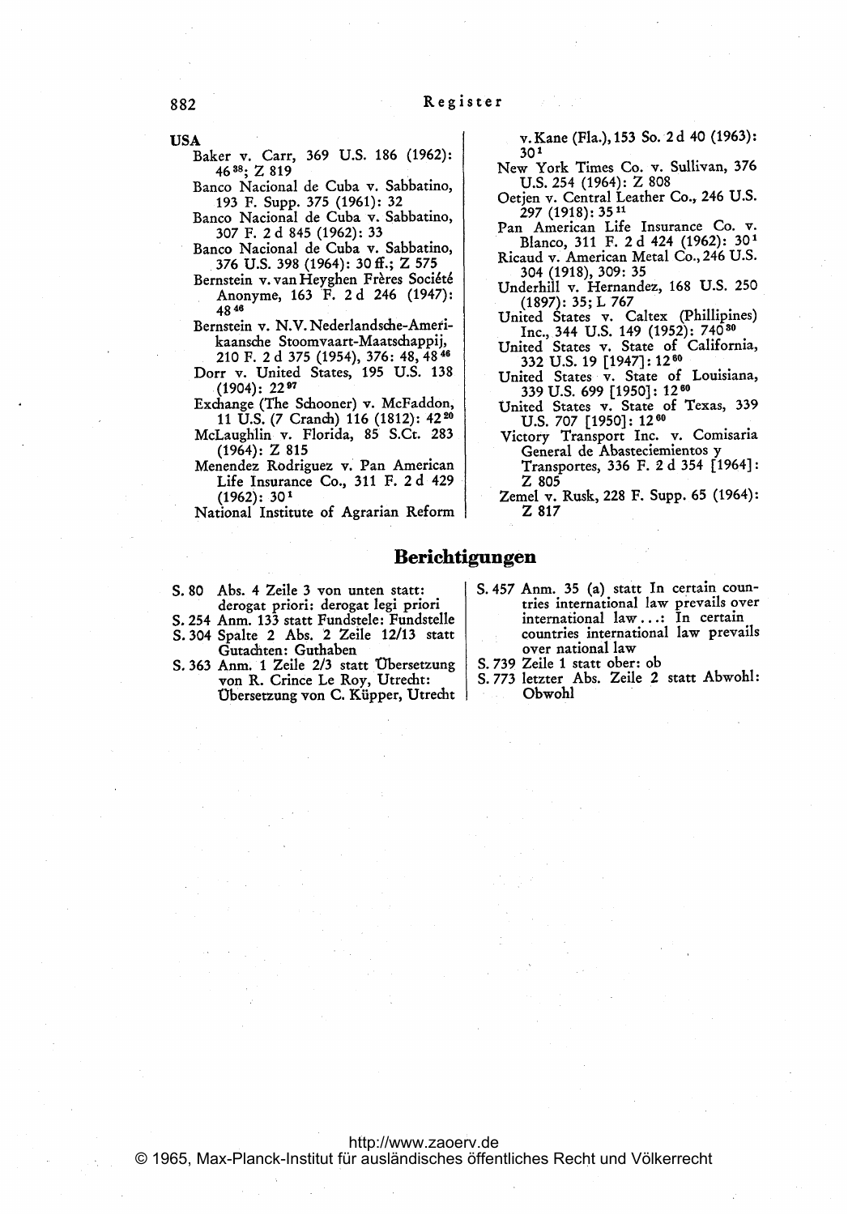**USA**

- Baker v. Carr, 369 U.S. 186 (1962): 46[38]; Z 819
- Banco Nacional de Cuba v. Sabbatino, 193 F. Supp. 375 (1961): 32
- Banco Nacional de Cuba v. Sabbatino, 307 F. 2 d 845 (1962): 33
- Banco Nacional de Cuba v. Sabbatino, 376 U.S. 398 (1964): 30 ff.; Z 575
- Bernstein v. van Heyghen Frères Société Anonyme, 163 F. 2 d 246 (1947): 48[46]
- Bernstein v. N.V. Nederlandsche-Amerikaansche Stoomvaart-Maatschappij, 210 F. 2 d 375 (1954), 376: 48, 48[46]
- Dorr v. United States, 195 U.S. 138 (1904): 22[97]
- Exchange (The Schooner) v. McFaddon, 11 U.S. (7 Cranch) 116 (1812): 42[20]
- McLaughlin v. Florida, 85 S.Ct. 283 (1964): Z 815
- Menendez Rodriguez v. Pan American Life Insurance Co., 311 F. 2 d 429 (1962): 30[1]
- National Institute of Agrarian Reform v. Kane (Fla.), 153 So. 2 d 40 (1963): 30[1]
- New York Times Co. v. Sullivan, 376 U.S. 254 (1964): Z 808
- Oetjen v. Central Leather Co., 246 U.S. 297 (1918): 35[11]
- Pan American Life Insurance Co. v. Blanco, 311 F. 2 d 424 (1962): 30[1]
- Ricaud v. American Metal Co., 246 U.S. 304 (1918), 309: 35
- Underhill v. Hernandez, 168 U.S. 250 (1897): 35; L 767
- United States v. Caltex (Phillipines) Inc., 344 U.S. 149 (1952): 740[30]
- United States v. State of California, 332 U.S. 19 [1947]: 12[60]
- United States v. State of Louisiana, 339 U.S. 699 [1950]: 12[60]
- United States v. State of Texas, 339 U.S. 707 [1950]: 12[60]
- Victory Transport Inc. v. Comisaria General de Abasteceimientos y Transportes, 336 F. 2 d 354 [1964]: Z 805
- Zemel v. Rusk, 228 F. Supp. 65 (1964): Z 817

## Berichtigungen

- S. 80 Abs. 4 Zeile 3 von unten statt: derogat priori: derogat legi priori
- S. 254 Anm. 133 statt Fundstele: Fundstelle
- S. 304 Spalte 2 Abs. 2 Zeile 12/13 statt Gutachten: Guthaben
- S. 363 Anm. 1 Zeile 2/3 statt Übersetzung von R. Crince Le Roy, Utrecht: Übersetzung von C. Küpper, Utrecht
- S. 457 Anm. 35 (a) statt In certain countries international law prevails over international law...: In certain countries international law prevails over national law
- S. 739 Zeile 1 statt ober: ob
- S. 773 letzter Abs. Zeile 2 statt Abwohl: Obwohl